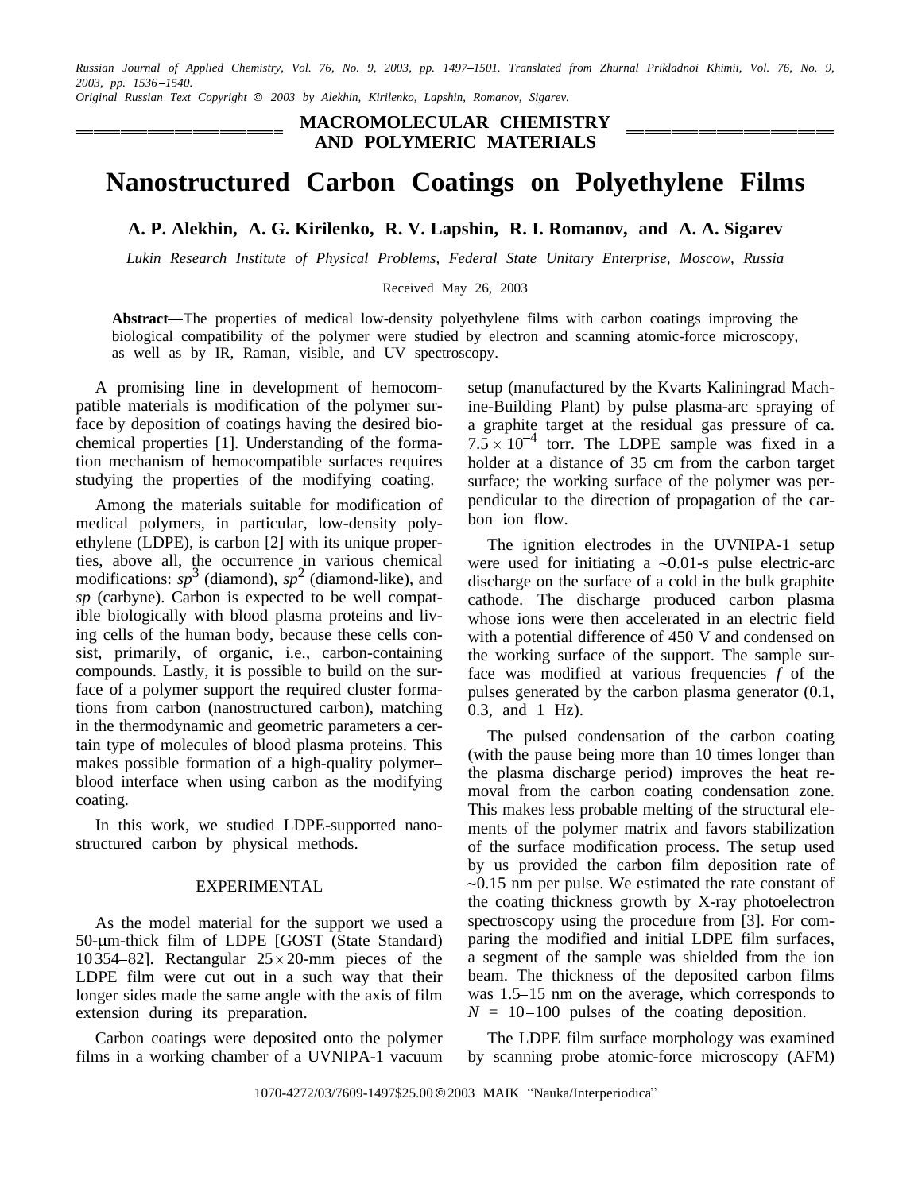MACROMOLECULAR CHEMISTRY AND POLYMERIC MATERIALS

# Nanostructured Carbon Coatings on Polyethylene Films

**A. P. Alekhin, A. G. Kirilenko, R. V. Lapshin, R. I. Romanov, and A. A. Sigarev**

*Lukin Research Institute of Physical Problems, Federal State Unitary Enterprise, Moscow, Russia*

Received May 26, 2003

**Abstract**—The properties of medical low-density polyethylene films with carbon coatings improving the biological compatibility of the polymer were studied by electron and scanning atomic-force microscopy, as well as by IR, Raman, visible, and UV spectroscopy.

A promising line in development of hemocompatible materials is modification of the polymer surface by deposition of coatings having the desired biochemical properties [1]. Understanding of the formation mechanism of hemocompatible surfaces requires studying the properties of the modifying coating.

Among the materials suitable for modification of medical polymers, in particular, low-density polyethylene (LDPE), is carbon [2] with its unique properties, above all, the occurrence in various chemical modifications: $sp^3$ (diamond), $sp^2$ (diamond-like), and $sp$ (carbyne). Carbon is expected to be well compatible biologically with blood plasma proteins and living cells of the human body, because these cells consist, primarily, of organic, i.e., carbon-containing compounds. Lastly, it is possible to build on the surface of a polymer support the required cluster formations from carbon (nanostructured carbon), matching in the thermodynamic and geometric parameters a certain type of molecules of blood plasma proteins. This makes possible formation of a high-quality polymer–blood interface when using carbon as the modifying coating.

In this work, we studied LDPE-supported nanostructured carbon by physical methods.

## EXPERIMENTAL

As the model material for the support we used a 50-μm-thick film of LDPE [GOST (State Standard) 10354–82]. Rectangular 25 × 20-mm pieces of the LDPE film were cut out in a such way that their longer sides made the same angle with the axis of film extension during its preparation.

Carbon coatings were deposited onto the polymer films in a working chamber of a UVNIPA-1 vacuum setup (manufactured by the Kvarts Kaliningrad Machine-Building Plant) by pulse plasma-arc spraying of a graphite target at the residual gas pressure of ca. $7.5 \times 10^{-4}$ torr. The LDPE sample was fixed in a holder at a distance of 35 cm from the carbon target surface; the working surface of the polymer was perpendicular to the direction of propagation of the carbon ion flow.

The ignition electrodes in the UVNIPA-1 setup were used for initiating a ~0.01-s pulse electric-arc discharge on the surface of a cold in the bulk graphite cathode. The discharge produced carbon plasma whose ions were then accelerated in an electric field with a potential difference of 450 V and condensed on the working surface of the support. The sample surface was modified at various frequencies $f$ of the pulses generated by the carbon plasma generator (0.1, 0.3, and 1 Hz).

The pulsed condensation of the carbon coating (with the pause being more than 10 times longer than the plasma discharge period) improves the heat removal from the carbon coating condensation zone. This makes less probable melting of the structural elements of the polymer matrix and favors stabilization of the surface modification process. The setup used by us provided the carbon film deposition rate of ~0.15 nm per pulse. We estimated the rate constant of the coating thickness growth by X-ray photoelectron spectroscopy using the procedure from [3]. For comparing the modified and initial LDPE film surfaces, a segment of the sample was shielded from the ion beam. The thickness of the deposited carbon films was 1.5–15 nm on the average, which corresponds to $N$ = 10–100 pulses of the coating deposition.

The LDPE film surface morphology was examined by scanning probe atomic-force microscopy (AFM)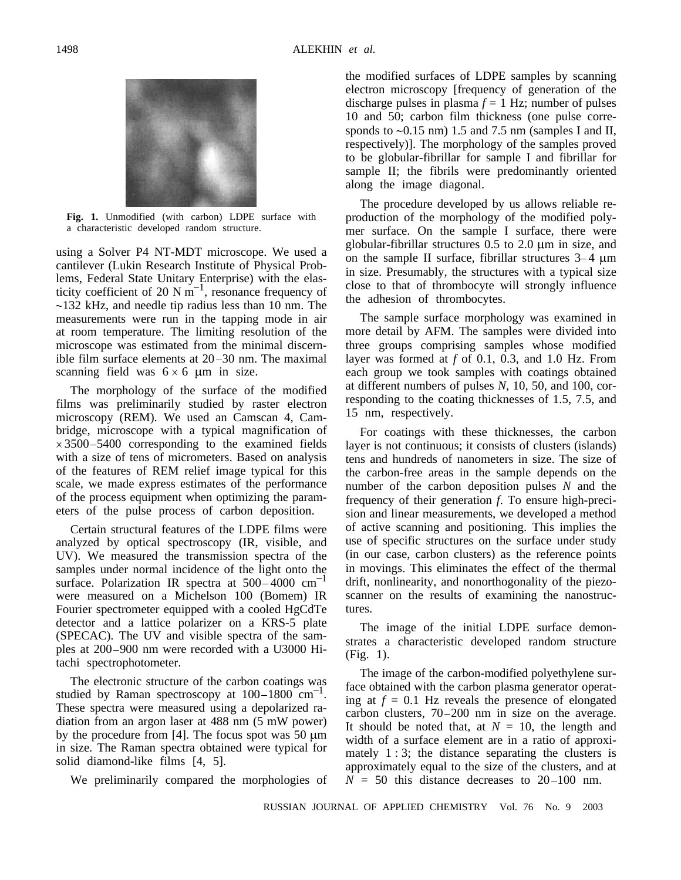Fig. 1. Unmodified (with carbon) LDPE surface with a characteristic developed random structure.

using a Solver P4 NT-MDT microscope. We used a cantilever (Lukin Research Institute of Physical Problems, Federal State Unitary Enterprise) with the elasticity coefficient of 20 N $m^{-1}$, resonance frequency of ~132 kHz, and needle tip radius less than 10 nm. The measurements were run in the tapping mode in air at room temperature. The limiting resolution of the microscope was estimated from the minimal discernible film surface elements at 20–30 nm. The maximal scanning field was $6 \times 6$ μm in size.

The morphology of the surface of the modified films was preliminarily studied by raster electron microscopy (REM). We used an Camscan 4, Cambridge, microscope with a typical magnification of $\times$3500–5400 corresponding to the examined fields with a size of tens of micrometers. Based on analysis of the features of REM relief image typical for this scale, we made express estimates of the performance of the process equipment when optimizing the parameters of the pulse process of carbon deposition.

Certain structural features of the LDPE films were analyzed by optical spectroscopy (IR, visible, and UV). We measured the transmission spectra of the samples under normal incidence of the light onto the surface. Polarization IR spectra at 500–4000 $cm^{-1}$ were measured on a Michelson 100 (Bomem) IR Fourier spectrometer equipped with a cooled HgCdTe detector and a lattice polarizer on a KRS-5 plate (SPECAC). The UV and visible spectra of the samples at 200–900 nm were recorded with a U3000 Hitachi spectrophotometer.

The electronic structure of the carbon coatings was studied by Raman spectroscopy at 100–1800 $cm^{-1}$. These spectra were measured using a depolarized radiation from an argon laser at 488 nm (5 mW power) by the procedure from [4]. The focus spot was 50 μm in size. The Raman spectra obtained were typical for solid diamond-like films [4, 5].

We preliminarily compared the morphologies of the modified surfaces of LDPE samples by scanning electron microscopy [frequency of generation of the discharge pulses in plasma $f = 1$ Hz; number of pulses 10 and 50; carbon film thickness (one pulse corresponds to ~0.15 nm) 1.5 and 7.5 nm (samples I and II, respectively)]. The morphology of the samples proved to be globular-fibrillar for sample I and fibrillar for sample II; the fibrils were predominantly oriented along the image diagonal.

The procedure developed by us allows reliable reproduction of the morphology of the modified polymer surface. On the sample I surface, there were globular-fibrillar structures 0.5 to 2.0 μm in size, and on the sample II surface, fibrillar structures 3–4 μm in size. Presumably, the structures with a typical size close to that of thrombocyte will strongly influence the adhesion of thrombocytes.

The sample surface morphology was examined in more detail by AFM. The samples were divided into three groups comprising samples whose modified layer was formed at $f$ of 0.1, 0.3, and 1.0 Hz. From each group we took samples with coatings obtained at different numbers of pulses $N$, 10, 50, and 100, corresponding to the coating thicknesses of 1.5, 7.5, and 15 nm, respectively.

For coatings with these thicknesses, the carbon layer is not continuous; it consists of clusters (islands) tens and hundreds of nanometers in size. The size of the carbon-free areas in the sample depends on the number of the carbon deposition pulses $N$ and the frequency of their generation $f$. To ensure high-precision and linear measurements, we developed a method of active scanning and positioning. This implies the use of specific structures on the surface under study (in our case, carbon clusters) as the reference points in movings. This eliminates the effect of the thermal drift, nonlinearity, and nonorthogonality of the piezoscanner on the results of examining the nanostructures.

The image of the initial LDPE surface demonstrates a characteristic developed random structure (Fig. 1).

The image of the carbon-modified polyethylene surface obtained with the carbon plasma generator operating at $f = 0.1$ Hz reveals the presence of elongated carbon clusters, 70–200 nm in size on the average. It should be noted that, at $N = 10$, the length and width of a surface element are in a ratio of approximately 1 : 3; the distance separating the clusters is approximately equal to the size of the clusters, and at $N = 50$ this distance decreases to 20–100 nm.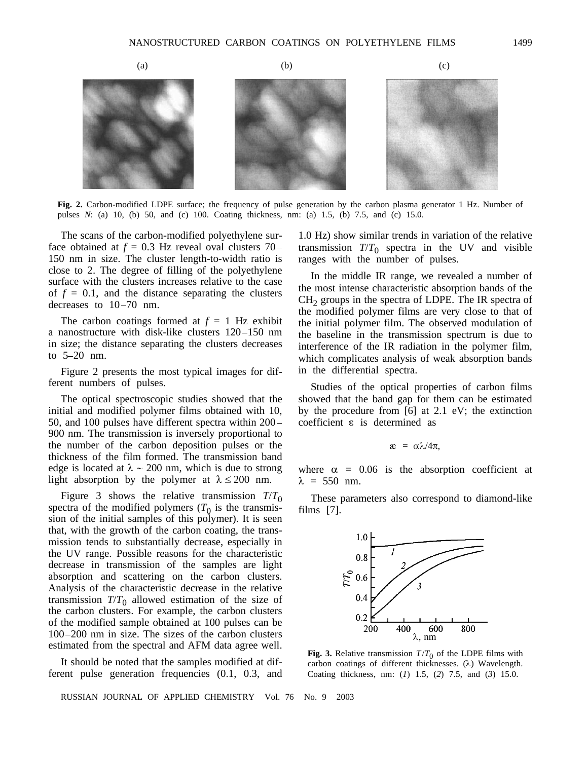(a) (b) (c)

**Fig. 2.** Carbon-modified LDPE surface; the frequency of pulse generation by the carbon plasma generator 1 Hz. Number of pulses $N$: (a) 10, (b) 50, and (c) 100. Coating thickness, nm: (a) 1.5, (b) 7.5, and (c) 15.0.

The scans of the carbon-modified polyethylene surface obtained at $f = 0.3$ Hz reveal oval clusters 70–150 nm in size. The cluster length-to-width ratio is close to 2. The degree of filling of the polyethylene surface with the clusters increases relative to the case of $f = 0.1$, and the distance separating the clusters decreases to 10–70 nm.

The carbon coatings formed at $f = 1$ Hz exhibit a nanostructure with disk-like clusters 120–150 nm in size; the distance separating the clusters decreases to 5–20 nm.

Figure 2 presents the most typical images for different numbers of pulses.

The optical spectroscopic studies showed that the initial and modified polymer films obtained with 10, 50, and 100 pulses have different spectra within 200–900 nm. The transmission is inversely proportional to the number of the carbon deposition pulses or the thickness of the film formed. The transmission band edge is located at $\lambda \sim 200$ nm, which is due to strong light absorption by the polymer at $\lambda \leq 200$ nm.

Figure 3 shows the relative transmission $T/T_0$ spectra of the modified polymers ($T_0$ is the transmission of the initial samples of this polymer). It is seen that, with the growth of the carbon coating, the transmission tends to substantially decrease, especially in the UV range. Possible reasons for the characteristic decrease in transmission of the samples are light absorption and scattering on the carbon clusters. Analysis of the characteristic decrease in the relative transmission $T/T_0$ allowed estimation of the size of the carbon clusters. For example, the carbon clusters of the modified sample obtained at 100 pulses can be 100–200 nm in size. The sizes of the carbon clusters estimated from the spectral and AFM data agree well.

It should be noted that the samples modified at different pulse generation frequencies (0.1, 0.3, and 1.0 Hz) show similar trends in variation of the relative transmission $T/T_0$ spectra in the UV and visible ranges with the number of pulses.

In the middle IR range, we revealed a number of the most intense characteristic absorption bands of the $CH_2$ groups in the spectra of LDPE. The IR spectra of the modified polymer films are very close to that of the initial polymer film. The observed modulation of the baseline in the transmission spectrum is due to interference of the IR radiation in the polymer film, which complicates analysis of weak absorption bands in the differential spectra.

Studies of the optical properties of carbon films showed that the band gap for them can be estimated by the procedure from [6] at 2.1 eV; the extinction coefficient $\varepsilon$ is determined as

$$æ = \alpha\lambda/4\pi,$$

where $\alpha = 0.06$ is the absorption coefficient at $\lambda = 550$ nm.

These parameters also correspond to diamond-like films [7].

**Fig. 3.** Relative transmission $T/T_0$ of the LDPE films with carbon coatings of different thicknesses. ($\lambda$) Wavelength. Coating thickness, nm: (*1*) 1.5, (*2*) 7.5, and (*3*) 15.0.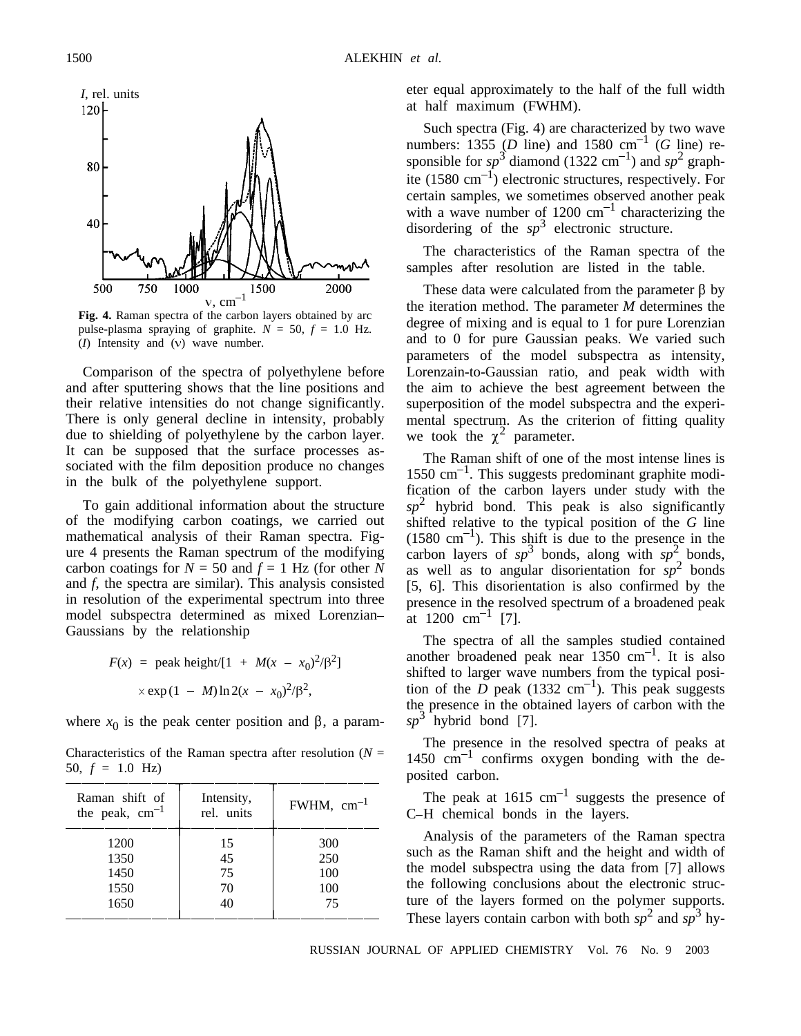Fig. 4. Raman spectra of the carbon layers obtained by arc pulse-plasma spraying of graphite. $N = 50$, $f = 1.0$ Hz. ($I$) Intensity and ($\nu$) wave number.

Comparison of the spectra of polyethylene before and after sputtering shows that the line positions and their relative intensities do not change significantly. There is only general decline in intensity, probably due to shielding of polyethylene by the carbon layer. It can be supposed that the surface processes associated with the film deposition produce no changes in the bulk of the polyethylene support.

To gain additional information about the structure of the modifying carbon coatings, we carried out mathematical analysis of their Raman spectra. Figure 4 presents the Raman spectrum of the modifying carbon coatings for $N = 50$ and $f = 1$ Hz (for other $N$ and $f$, the spectra are similar). This analysis consisted in resolution of the experimental spectrum into three model subspectra determined as mixed Lorenzian–Gaussians by the relationship

$$F(x) = \text{peak height}/[1 + M(x - x_0)^2/\beta^2]$$
$$\times \exp(1 - M)\ln 2(x - x_0)^2/\beta^2,$$

where $x_0$ is the peak center position and $\beta$, a parameter equal approximately to the half of the full width at half maximum (FWHM).

Such spectra (Fig. 4) are characterized by two wave numbers: 1355 ($D$ line) and 1580 cm$^{-1}$ ($G$ line) responsible for $sp^3$ diamond (1322 cm$^{-1}$) and $sp^2$ graphite (1580 cm$^{-1}$) electronic structures, respectively. For certain samples, we sometimes observed another peak with a wave number of 1200 cm$^{-1}$ characterizing the disordering of the $sp^3$ electronic structure.

The characteristics of the Raman spectra of the samples after resolution are listed in the table.

Characteristics of the Raman spectra after resolution ($N$ = 50, $f$ = 1.0 Hz)

| Raman shift of the peak, cm$^{-1}$ | Intensity, rel. units | FWHM, cm$^{-1}$ |
|---|---|---|
| 1200 | 15 | 300 |
| 1350 | 45 | 250 |
| 1450 | 75 | 100 |
| 1550 | 70 | 100 |
| 1650 | 40 | 75 |

These data were calculated from the parameter $\beta$ by the iteration method. The parameter $M$ determines the degree of mixing and is equal to 1 for pure Lorenzian and to 0 for pure Gaussian peaks. We varied such parameters of the model subspectra as intensity, Lorenzain-to-Gaussian ratio, and peak width with the aim to achieve the best agreement between the superposition of the model subspectra and the experimental spectrum. As the criterion of fitting quality we took the $\chi^2$ parameter.

The Raman shift of one of the most intense lines is 1550 cm$^{-1}$. This suggests predominant graphite modification of the carbon layers under study with the $sp^2$ hybrid bond. This peak is also significantly shifted relative to the typical position of the $G$ line (1580 cm$^{-1}$). This shift is due to the presence in the carbon layers of $sp^3$ bonds, along with $sp^2$ bonds, as well as to angular disorientation for $sp^2$ bonds [5, 6]. This disorientation is also confirmed by the presence in the resolved spectrum of a broadened peak at 1200 cm$^{-1}$ [7].

The spectra of all the samples studied contained another broadened peak near 1350 cm$^{-1}$. It is also shifted to larger wave numbers from the typical position of the $D$ peak (1332 cm$^{-1}$). This peak suggests the presence in the obtained layers of carbon with the $sp^3$ hybrid bond [7].

The presence in the resolved spectra of peaks at 1450 cm$^{-1}$ confirms oxygen bonding with the deposited carbon.

The peak at 1615 cm$^{-1}$ suggests the presence of C–H chemical bonds in the layers.

Analysis of the parameters of the Raman spectra such as the Raman shift and the height and width of the model subspectra using the data from [7] allows the following conclusions about the electronic structure of the layers formed on the polymer supports. These layers contain carbon with both $sp^2$ and $sp^3$ hy-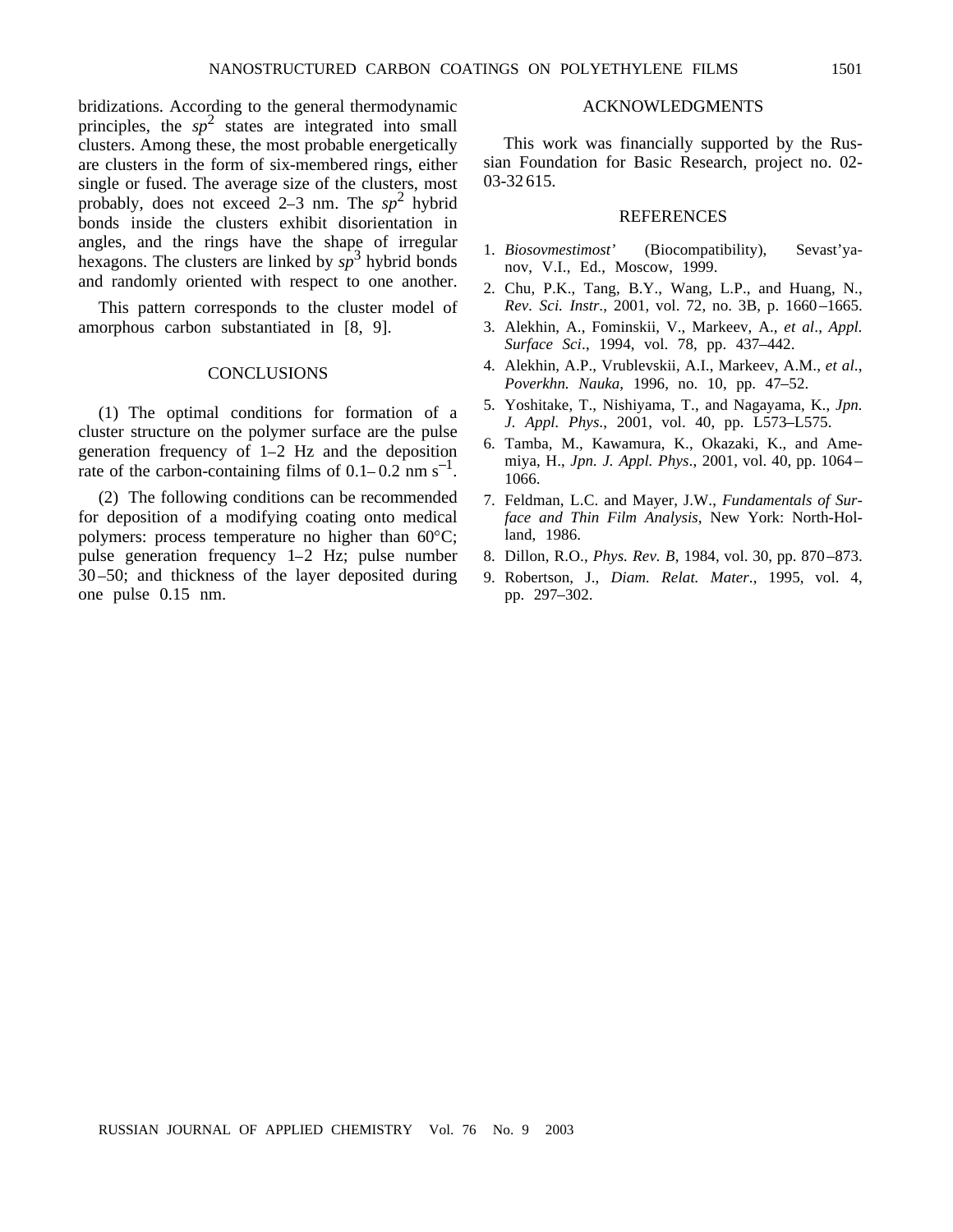bridizations. According to the general thermodynamic principles, the $sp^2$ states are integrated into small clusters. Among these, the most probable energetically are clusters in the form of six-membered rings, either single or fused. The average size of the clusters, most probably, does not exceed 2–3 nm. The $sp^2$ hybrid bonds inside the clusters exhibit disorientation in angles, and the rings have the shape of irregular hexagons. The clusters are linked by $sp^3$ hybrid bonds and randomly oriented with respect to one another.

This pattern corresponds to the cluster model of amorphous carbon substantiated in [8, 9].

## CONCLUSIONS

(1) The optimal conditions for formation of a cluster structure on the polymer surface are the pulse generation frequency of 1–2 Hz and the deposition rate of the carbon-containing films of 0.1–0.2 nm $s^{-1}$.

(2) The following conditions can be recommended for deposition of a modifying coating onto medical polymers: process temperature no higher than 60°C; pulse generation frequency 1–2 Hz; pulse number 30–50; and thickness of the layer deposited during one pulse 0.15 nm.

## ACKNOWLEDGMENTS

This work was financially supported by the Russian Foundation for Basic Research, project no. 02-03-32 615.

## REFERENCES

1. *Biosovmestimost'* (Biocompatibility), Sevast'yanov, V.I., Ed., Moscow, 1999.
2. Chu, P.K., Tang, B.Y., Wang, L.P., and Huang, N., *Rev. Sci. Instr.*, 2001, vol. 72, no. 3B, p. 1660–1665.
3. Alekhin, A., Fominskii, V., Markeev, A., *et al.*, *Appl. Surface Sci.*, 1994, vol. 78, pp. 437–442.
4. Alekhin, A.P., Vrublevskii, A.I., Markeev, A.M., *et al.*, *Poverkhn. Nauka*, 1996, no. 10, pp. 47–52.
5. Yoshitake, T., Nishiyama, T., and Nagayama, K., *Jpn. J. Appl. Phys.*, 2001, vol. 40, pp. L573–L575.
6. Tamba, M., Kawamura, K., Okazaki, K., and Amemiya, H., *Jpn. J. Appl. Phys.*, 2001, vol. 40, pp. 1064–1066.
7. Feldman, L.C. and Mayer, J.W., *Fundamentals of Surface and Thin Film Analysis*, New York: North-Holland, 1986.
8. Dillon, R.O., *Phys. Rev. B*, 1984, vol. 30, pp. 870–873.
9. Robertson, J., *Diam. Relat. Mater.*, 1995, vol. 4, pp. 297–302.